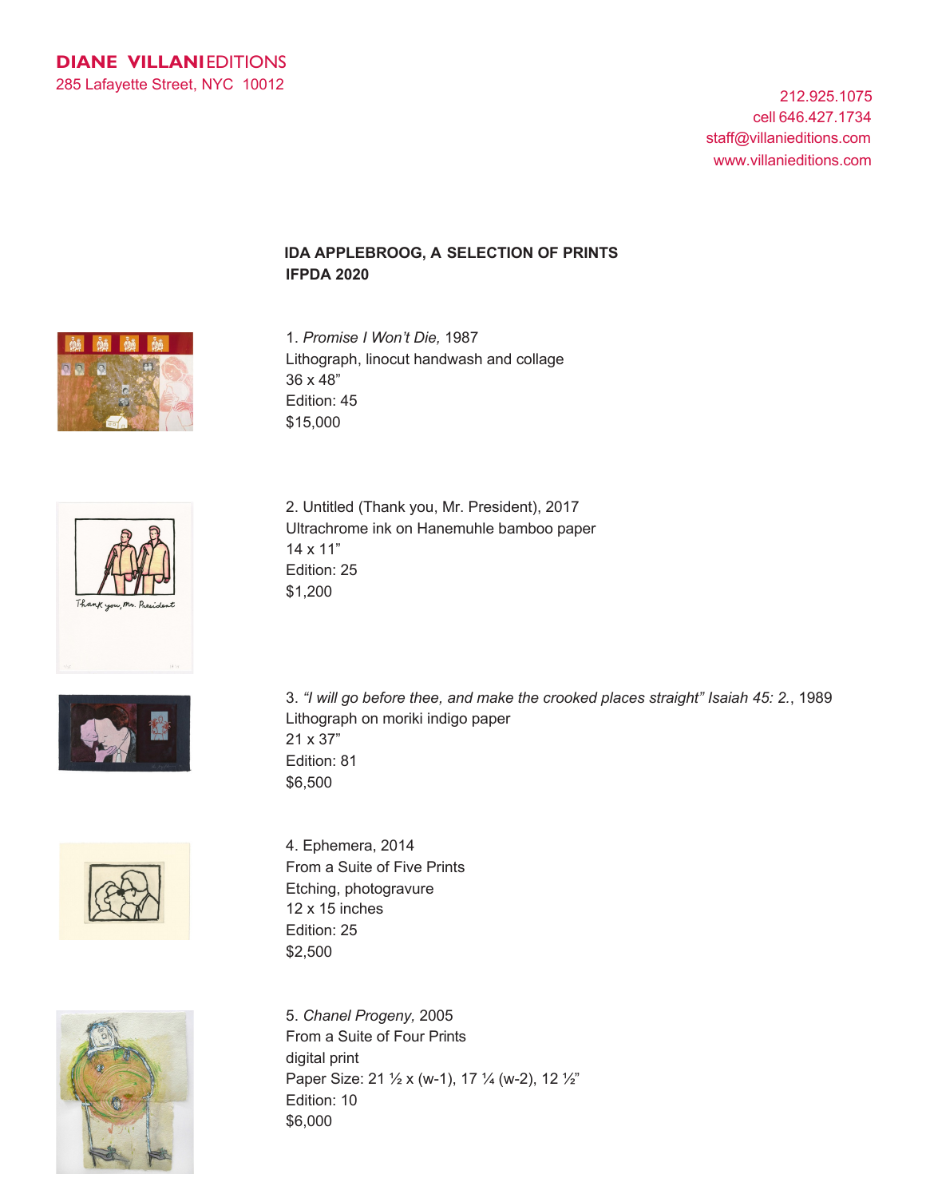**DIANE VILLANI EDITIONS**
285 Lafayette Street, NYC 10012

212.925.1075
cell 646.427.1734
staff@villanieditions.com
www.villanieditions.com

## IDA APPLEBROOG, A SELECTION OF PRINTS
## IFPDA 2020

1. *Promise I Won't Die,* 1987
Lithograph, linocut handwash and collage
36 x 48"
Edition: 45
$15,000

2. Untitled (Thank you, Mr. President), 2017
Ultrachrome ink on Hanemuhle bamboo paper
14 x 11"
Edition: 25
$1,200

3. *"I will go before thee, and make the crooked places straight" Isaiah 45: 2.*, 1989
Lithograph on moriki indigo paper
21 x 37"
Edition: 81
$6,500

4. Ephemera, 2014
From a Suite of Five Prints
Etching, photogravure
12 x 15 inches
Edition: 25
$2,500

5. *Chanel Progeny*, 2005
From a Suite of Four Prints
digital print
Paper Size: 21 ½ x (w-1), 17 ¼ (w-2), 12 ½"
Edition: 10
$6,000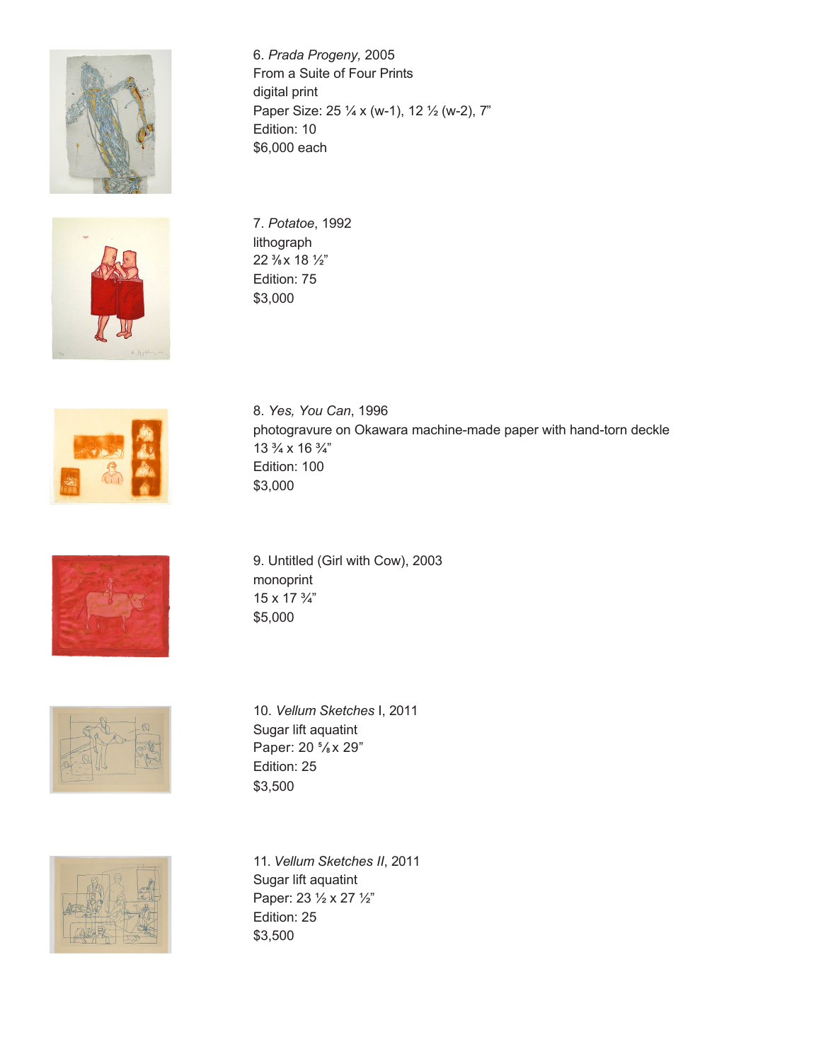6. *Prada Progeny,* 2005
From a Suite of Four Prints
digital print
Paper Size: 25 ¼ x (w-1), 12 ½ (w-2), 7"
Edition: 10
$6,000 each

7. *Potatoe*, 1992
lithograph
22 ⅜ x 18 ½"
Edition: 75
$3,000

8. *Yes, You Can*, 1996
photogravure on Okawara machine-made paper with hand-torn deckle
13 ¾ x 16 ¾"
Edition: 100
$3,000

9. Untitled (Girl with Cow), 2003
monoprint
15 x 17 ¾"
$5,000

10. *Vellum Sketches* I, 2011
Sugar lift aquatint
Paper: 20 ⅝ x 29"
Edition: 25
$3,500

11. *Vellum Sketches II*, 2011
Sugar lift aquatint
Paper: 23 ½ x 27 ½"
Edition: 25
$3,500